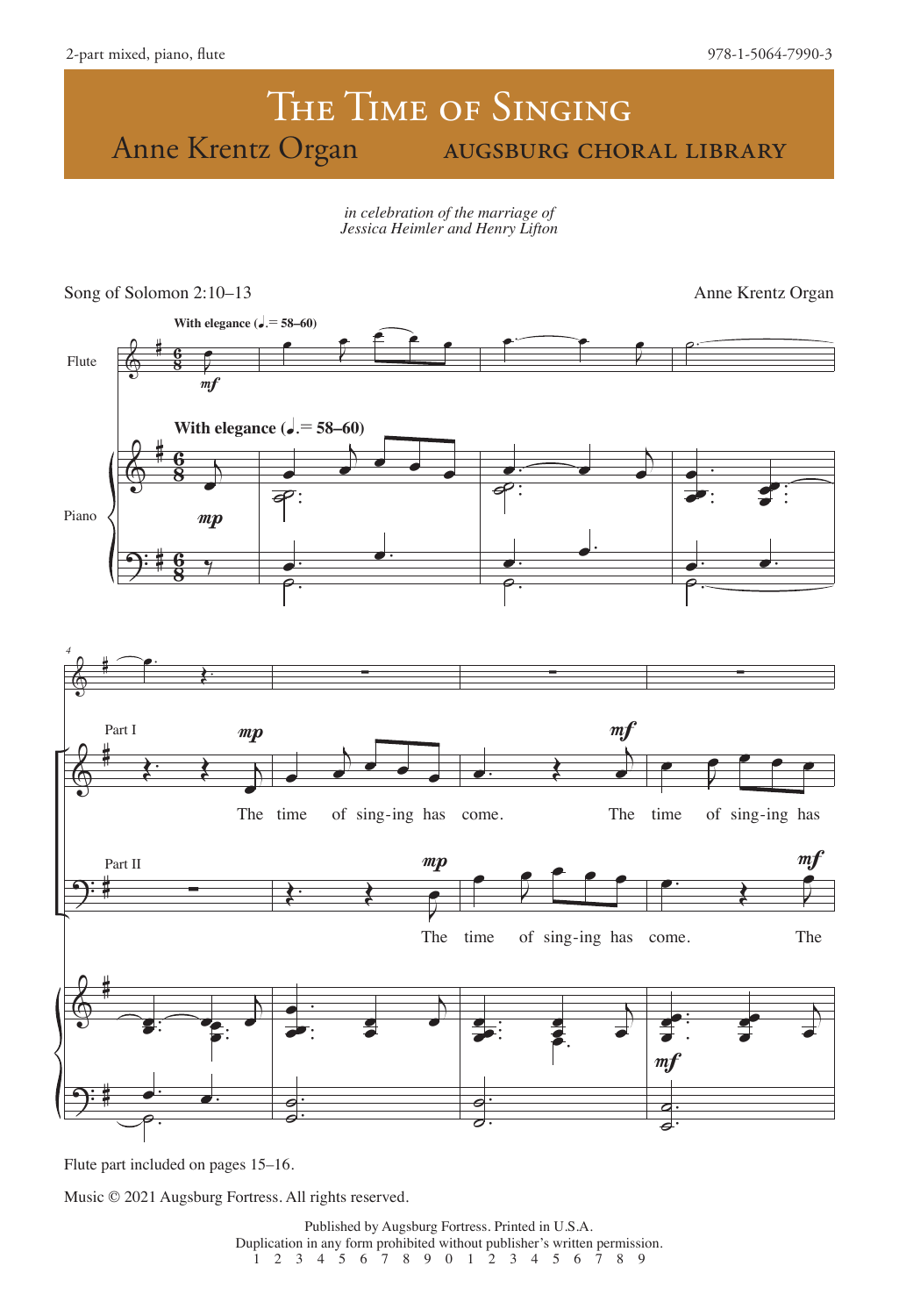2-part mixed, piano, flute

978-1-5064-7990-3

# The Time of Singing

Anne Krentz Organ — AUGSBURG CHORAL LIBRARY

*in celebration of the marriage of*
*Jessica Heimler and Henry Lifton*

Song of Solomon 2:10–13

Anne Krentz Organ

Flute part included on pages 15–16.

Music © 2021 Augsburg Fortress. All rights reserved.

Published by Augsburg Fortress. Printed in U.S.A.
Duplication in any form prohibited without publisher's written permission.
1 2 3 4 5 6 7 8 9 0 1 2 3 4 5 6 7 8 9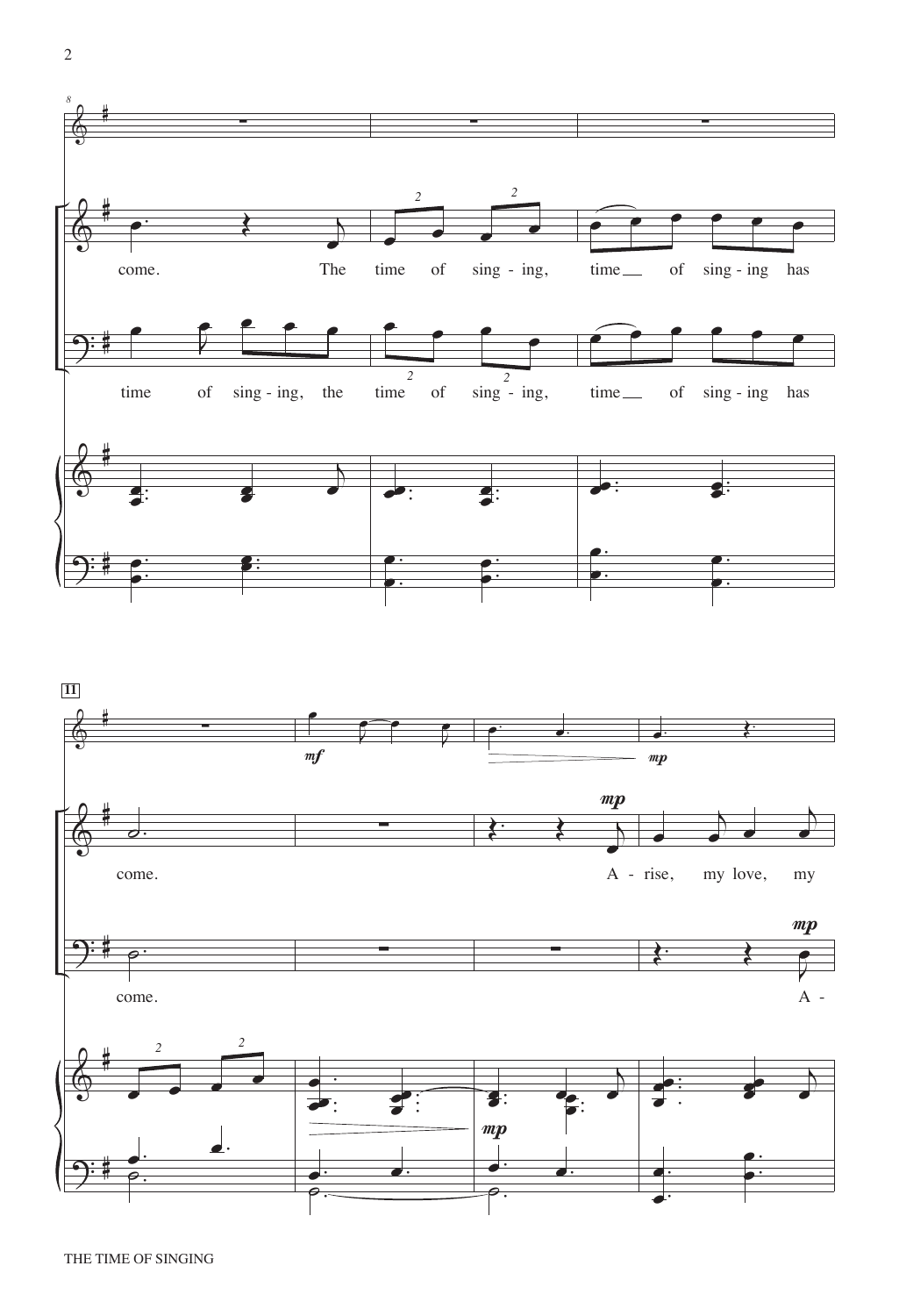come. The time of singing, time of sing - ing has

time of sing - ing, the time of sing - ing, time of sing - ing has

come. A - rise, my love, my

come. A -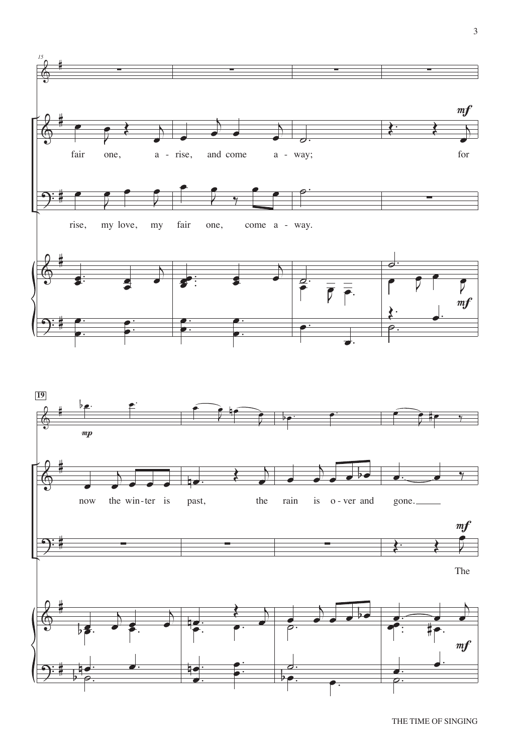fair one, a - rise, and come a - way; for

rise, my love, my fair one, come a - way.

now the win - ter is past, the rain is o - ver and gone.

The